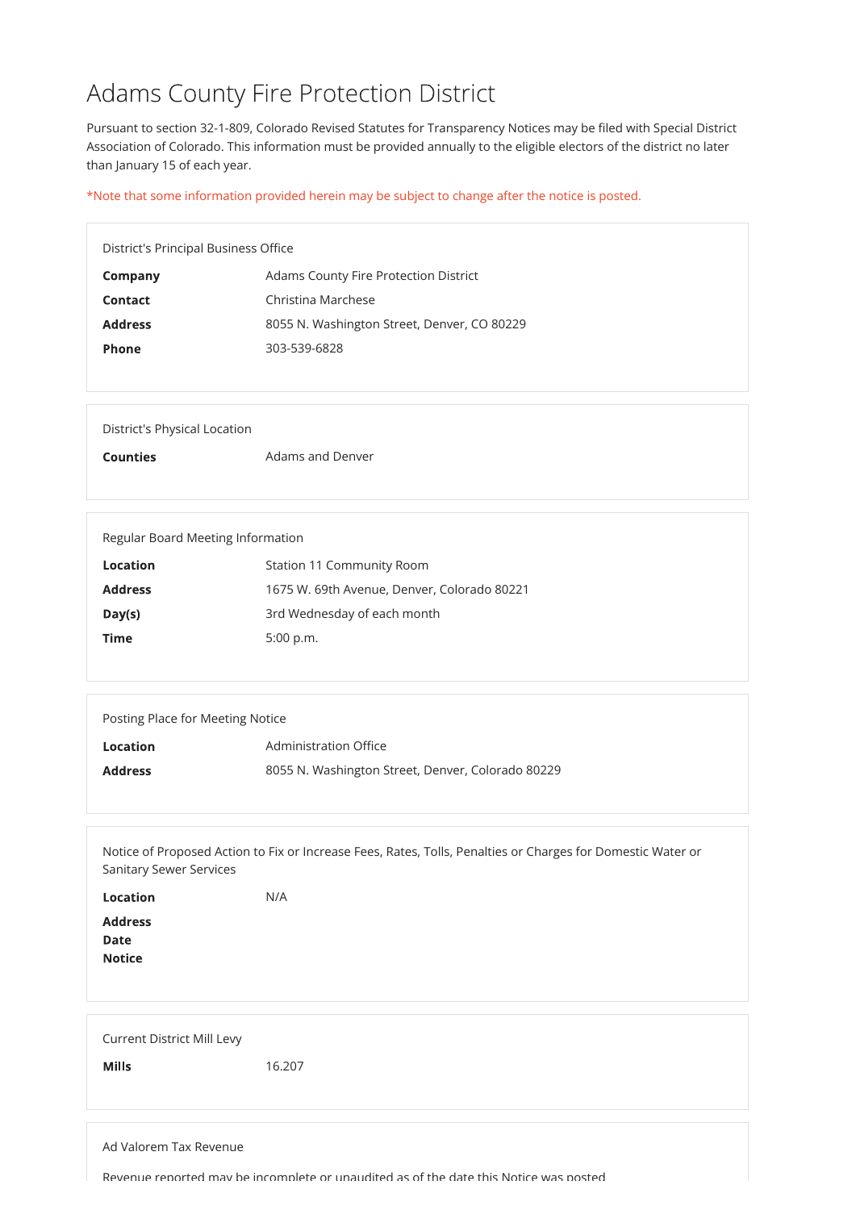# Adams County Fire Protection District

Pursuant to section 32-1-809, Colorado Revised Statutes for Transparency Notices may be filed with Special District Association of Colorado. This information must be provided annually to the eligible electors of the district no later than January 15 of each year.

*Note that some information provided herein may be subject to change after the notice is posted.

District's Principal Business Office

| | |
|---|---|
| **Company** | Adams County Fire Protection District |
| **Contact** | Christina Marchese |
| **Address** | 8055 N. Washington Street, Denver, CO 80229 |
| **Phone** | 303-539-6828 |

District's Physical Location

| | |
|---|---|
| **Counties** | Adams and Denver |

Regular Board Meeting Information

| | |
|---|---|
| **Location** | Station 11 Community Room |
| **Address** | 1675 W. 69th Avenue, Denver, Colorado 80221 |
| **Day(s)** | 3rd Wednesday of each month |
| **Time** | 5:00 p.m. |

Posting Place for Meeting Notice

| | |
|---|---|
| **Location** | Administration Office |
| **Address** | 8055 N. Washington Street, Denver, Colorado 80229 |

Notice of Proposed Action to Fix or Increase Fees, Rates, Tolls, Penalties or Charges for Domestic Water or Sanitary Sewer Services

| | |
|---|---|
| **Location** | N/A |
| **Address** | |
| **Date** | |
| **Notice** | |

Current District Mill Levy

| | |
|---|---|
| **Mills** | 16.207 |

Ad Valorem Tax Revenue

Revenue reported may be incomplete or unaudited as of the date this Notice was posted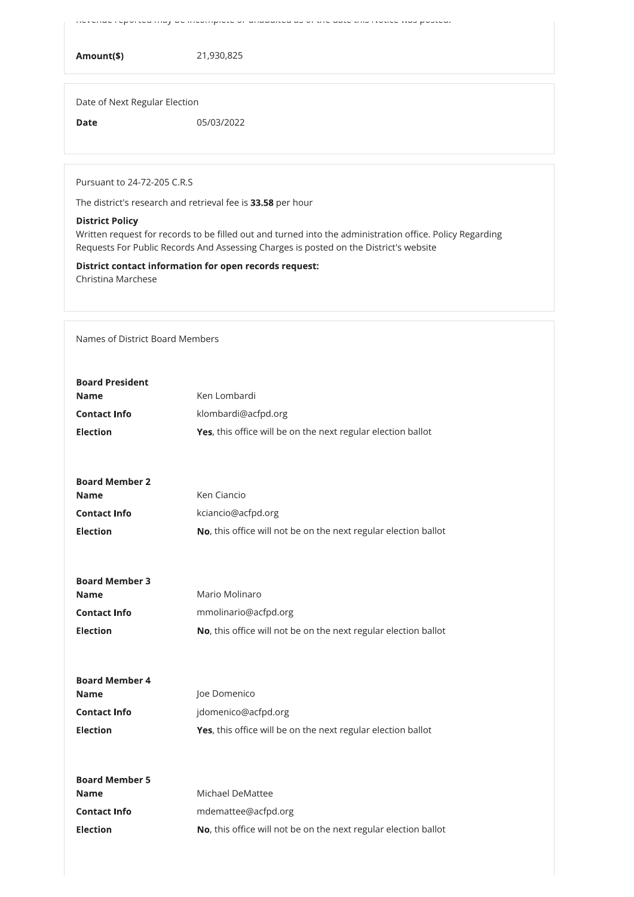Revenue reported may be incomplete or unaudited as of the date this Notice was posted.

**Amount($)** 21,930,825

Date of Next Regular Election

**Date** 05/03/2022

Pursuant to 24-72-205 C.R.S

The district's research and retrieval fee is **33.58** per hour

**District Policy**
Written request for records to be filled out and turned into the administration office. Policy Regarding Requests For Public Records And Assessing Charges is posted on the District's website

**District contact information for open records request:**
Christina Marchese

Names of District Board Members

**Board President**

| | |
|---|---|
| **Name** | Ken Lombardi |
| **Contact Info** | klombardi@acfpd.org |
| **Election** | **Yes**, this office will be on the next regular election ballot |

**Board Member 2**

| | |
|---|---|
| **Name** | Ken Ciancio |
| **Contact Info** | kciancio@acfpd.org |
| **Election** | **No**, this office will not be on the next regular election ballot |

**Board Member 3**

| | |
|---|---|
| **Name** | Mario Molinaro |
| **Contact Info** | mmolinario@acfpd.org |
| **Election** | **No**, this office will not be on the next regular election ballot |

**Board Member 4**

| | |
|---|---|
| **Name** | Joe Domenico |
| **Contact Info** | jdomenico@acfpd.org |
| **Election** | **Yes**, this office will be on the next regular election ballot |

**Board Member 5**

| | |
|---|---|
| **Name** | Michael DeMattee |
| **Contact Info** | mdemattee@acfpd.org |
| **Election** | **No**, this office will not be on the next regular election ballot |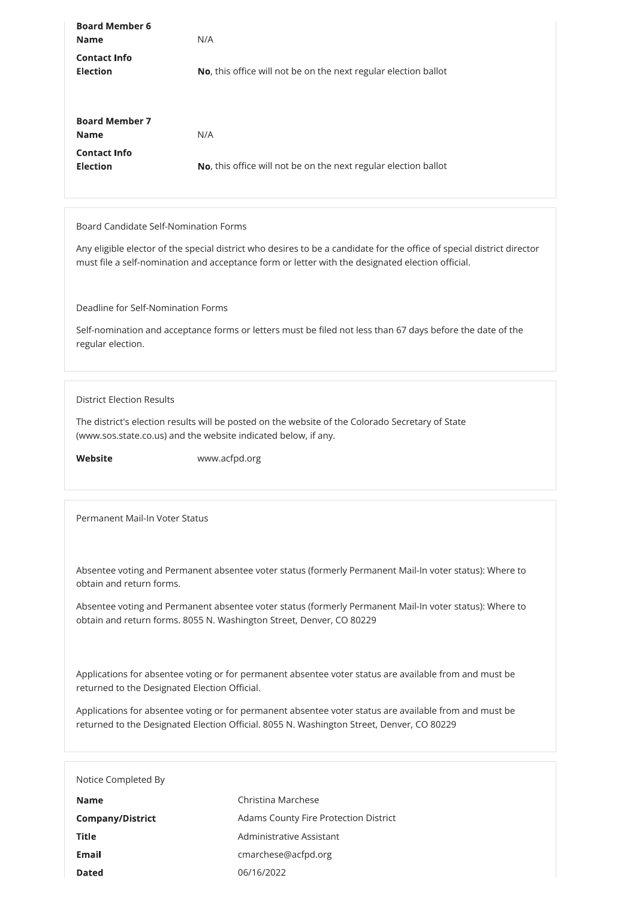**Board Member 6**

**Name** N/A

**Contact Info**

**Election** **No**, this office will not be on the next regular election ballot

**Board Member 7**

**Name** N/A

**Contact Info**

**Election** **No**, this office will not be on the next regular election ballot

Board Candidate Self-Nomination Forms

Any eligible elector of the special district who desires to be a candidate for the office of special district director must file a self-nomination and acceptance form or letter with the designated election official.

Deadline for Self-Nomination Forms

Self-nomination and acceptance forms or letters must be filed not less than 67 days before the date of the regular election.

District Election Results

The district's election results will be posted on the website of the Colorado Secretary of State (www.sos.state.co.us) and the website indicated below, if any.

**Website** www.acfpd.org

Permanent Mail-In Voter Status

Absentee voting and Permanent absentee voter status (formerly Permanent Mail-In voter status): Where to obtain and return forms.

Absentee voting and Permanent absentee voter status (formerly Permanent Mail-In voter status): Where to obtain and return forms. 8055 N. Washington Street, Denver, CO 80229

Applications for absentee voting or for permanent absentee voter status are available from and must be returned to the Designated Election Official.

Applications for absentee voting or for permanent absentee voter status are available from and must be returned to the Designated Election Official. 8055 N. Washington Street, Denver, CO 80229

Notice Completed By

| | |
|---|---|
| **Name** | Christina Marchese |
| **Company/District** | Adams County Fire Protection District |
| **Title** | Administrative Assistant |
| **Email** | cmarchese@acfpd.org |
| **Dated** | 06/16/2022 |